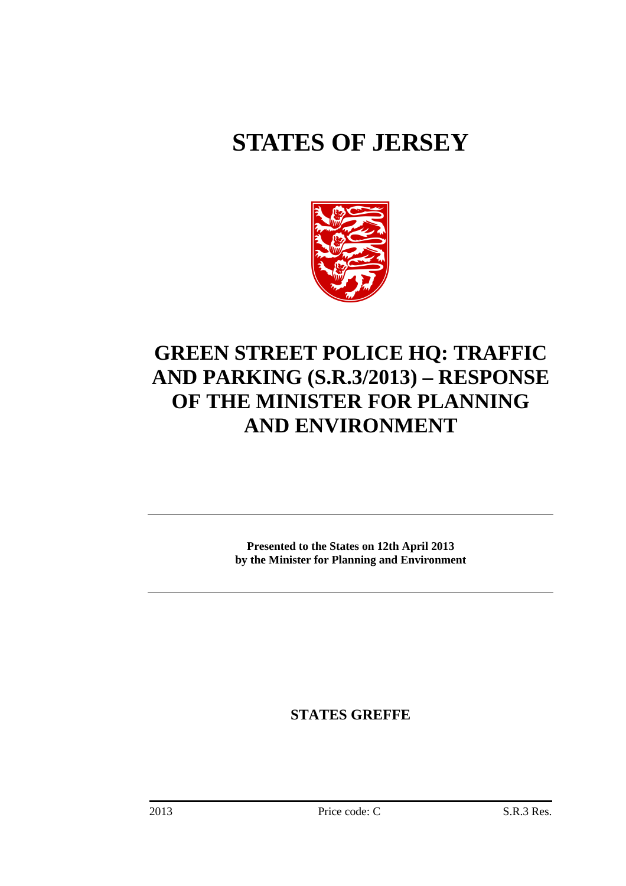# STATES OF JERSEY

## GREEN STREET POLICE HQ: TRAFFIC AND PARKING (S.R.3/2013) – RESPONSE OF THE MINISTER FOR PLANNING AND ENVIRONMENT

**Presented to the States on 12th April 2013 by the Minister for Planning and Environment**

**STATES GREFFE**

2013 Price code: C S.R.3 Res.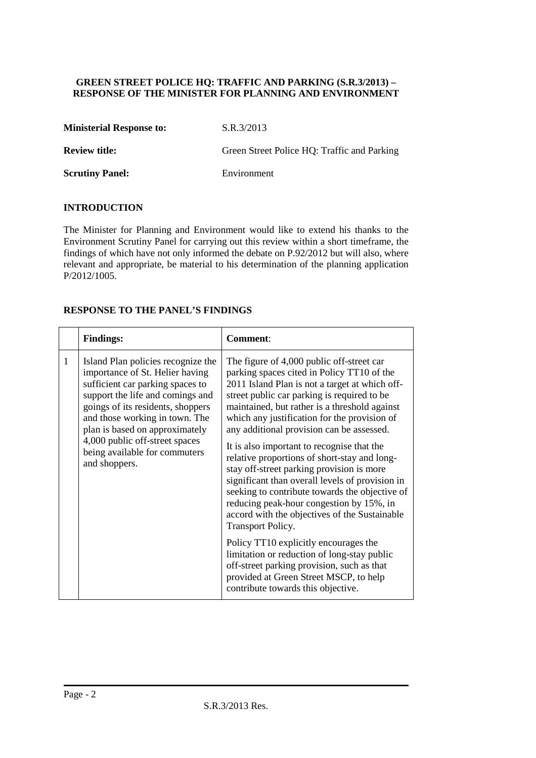**GREEN STREET POLICE HQ: TRAFFIC AND PARKING (S.R.3/2013) – RESPONSE OF THE MINISTER FOR PLANNING AND ENVIRONMENT**

| | |
|---|---|
| **Ministerial Response to:** | S.R.3/2013 |
| **Review title:** | Green Street Police HQ: Traffic and Parking |
| **Scrutiny Panel:** | Environment |

## INTRODUCTION

The Minister for Planning and Environment would like to extend his thanks to the Environment Scrutiny Panel for carrying out this review within a short timeframe, the findings of which have not only informed the debate on P.92/2012 but will also, where relevant and appropriate, be material to his determination of the planning application P/2012/1005.

## RESPONSE TO THE PANEL'S FINDINGS

| | **Findings:** | **Comment**: |
|---|---|---|
| 1 | Island Plan policies recognize the importance of St. Helier having sufficient car parking spaces to support the life and comings and goings of its residents, shoppers and those working in town. The plan is based on approximately 4,000 public off-street spaces being available for commuters and shoppers. | The figure of 4,000 public off-street car parking spaces cited in Policy TT10 of the 2011 Island Plan is not a target at which off-street public car parking is required to be maintained, but rather is a threshold against which any justification for the provision of any additional provision can be assessed.<br><br>It is also important to recognise that the relative proportions of short-stay and long-stay off-street parking provision is more significant than overall levels of provision in seeking to contribute towards the objective of reducing peak-hour congestion by 15%, in accord with the objectives of the Sustainable Transport Policy.<br><br>Policy TT10 explicitly encourages the limitation or reduction of long-stay public off-street parking provision, such as that provided at Green Street MSCP, to help contribute towards this objective. |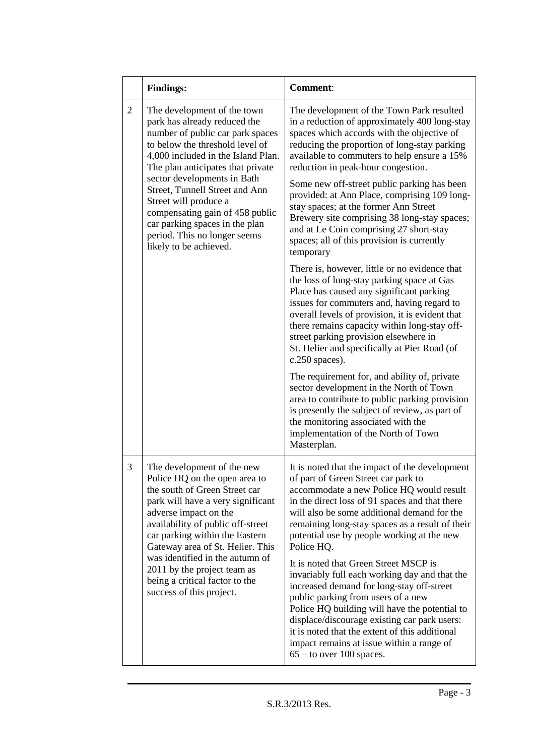| | **Findings:** | **Comment**: |
|---|---|---|
| 2 | The development of the town park has already reduced the number of public car park spaces to below the threshold level of 4,000 included in the Island Plan. The plan anticipates that private sector developments in Bath Street, Tunnell Street and Ann Street will produce a compensating gain of 458 public car parking spaces in the plan period. This no longer seems likely to be achieved. | The development of the Town Park resulted in a reduction of approximately 400 long-stay spaces which accords with the objective of reducing the proportion of long-stay parking available to commuters to help ensure a 15% reduction in peak-hour congestion.<br><br>Some new off-street public parking has been provided: at Ann Place, comprising 109 long-stay spaces; at the former Ann Street Brewery site comprising 38 long-stay spaces; and at Le Coin comprising 27 short-stay spaces; all of this provision is currently temporary<br><br>There is, however, little or no evidence that the loss of long-stay parking space at Gas Place has caused any significant parking issues for commuters and, having regard to overall levels of provision, it is evident that there remains capacity within long-stay off-street parking provision elsewhere in St. Helier and specifically at Pier Road (of c.250 spaces).<br><br>The requirement for, and ability of, private sector development in the North of Town area to contribute to public parking provision is presently the subject of review, as part of the monitoring associated with the implementation of the North of Town Masterplan. |
| 3 | The development of the new Police HQ on the open area to the south of Green Street car park will have a very significant adverse impact on the availability of public off-street car parking within the Eastern Gateway area of St. Helier. This was identified in the autumn of 2011 by the project team as being a critical factor to the success of this project. | It is noted that the impact of the development of part of Green Street car park to accommodate a new Police HQ would result in the direct loss of 91 spaces and that there will also be some additional demand for the remaining long-stay spaces as a result of their potential use by people working at the new Police HQ.<br><br>It is noted that Green Street MSCP is invariably full each working day and that the increased demand for long-stay off-street public parking from users of a new Police HQ building will have the potential to displace/discourage existing car park users: it is noted that the extent of this additional impact remains at issue within a range of 65 – to over 100 spaces. |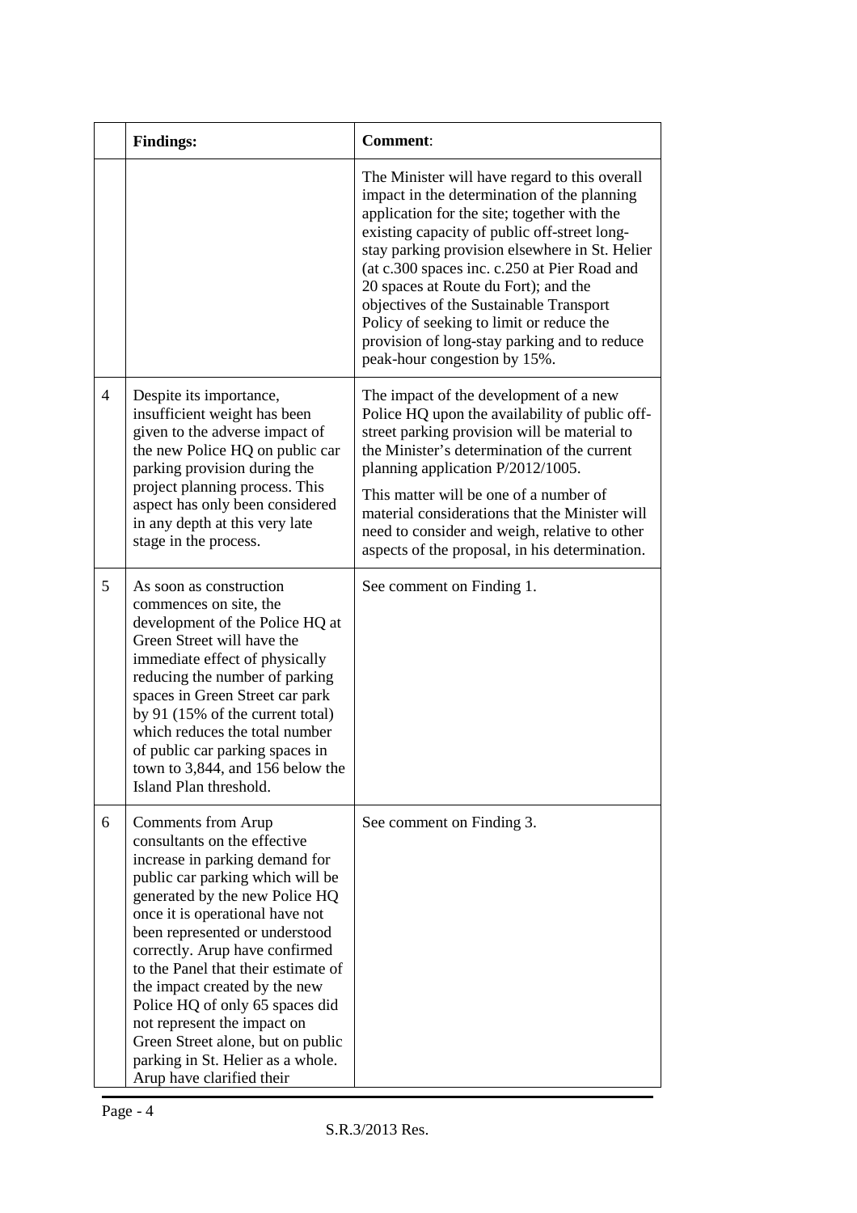| | Findings: | Comment: |
|---|---|---|
| | | The Minister will have regard to this overall impact in the determination of the planning application for the site; together with the existing capacity of public off-street long-stay parking provision elsewhere in St. Helier (at c.300 spaces inc. c.250 at Pier Road and 20 spaces at Route du Fort); and the objectives of the Sustainable Transport Policy of seeking to limit or reduce the provision of long-stay parking and to reduce peak-hour congestion by 15%. |
| 4 | Despite its importance, insufficient weight has been given to the adverse impact of the new Police HQ on public car parking provision during the project planning process. This aspect has only been considered in any depth at this very late stage in the process. | The impact of the development of a new Police HQ upon the availability of public off-street parking provision will be material to the Minister's determination of the current planning application P/2012/1005.<br><br>This matter will be one of a number of material considerations that the Minister will need to consider and weigh, relative to other aspects of the proposal, in his determination. |
| 5 | As soon as construction commences on site, the development of the Police HQ at Green Street will have the immediate effect of physically reducing the number of parking spaces in Green Street car park by 91 (15% of the current total) which reduces the total number of public car parking spaces in town to 3,844, and 156 below the Island Plan threshold. | See comment on Finding 1. |
| 6 | Comments from Arup consultants on the effective increase in parking demand for public car parking which will be generated by the new Police HQ once it is operational have not been represented or understood correctly. Arup have confirmed to the Panel that their estimate of the impact created by the new Police HQ of only 65 spaces did not represent the impact on Green Street alone, but on public parking in St. Helier as a whole. Arup have clarified their | See comment on Finding 3. |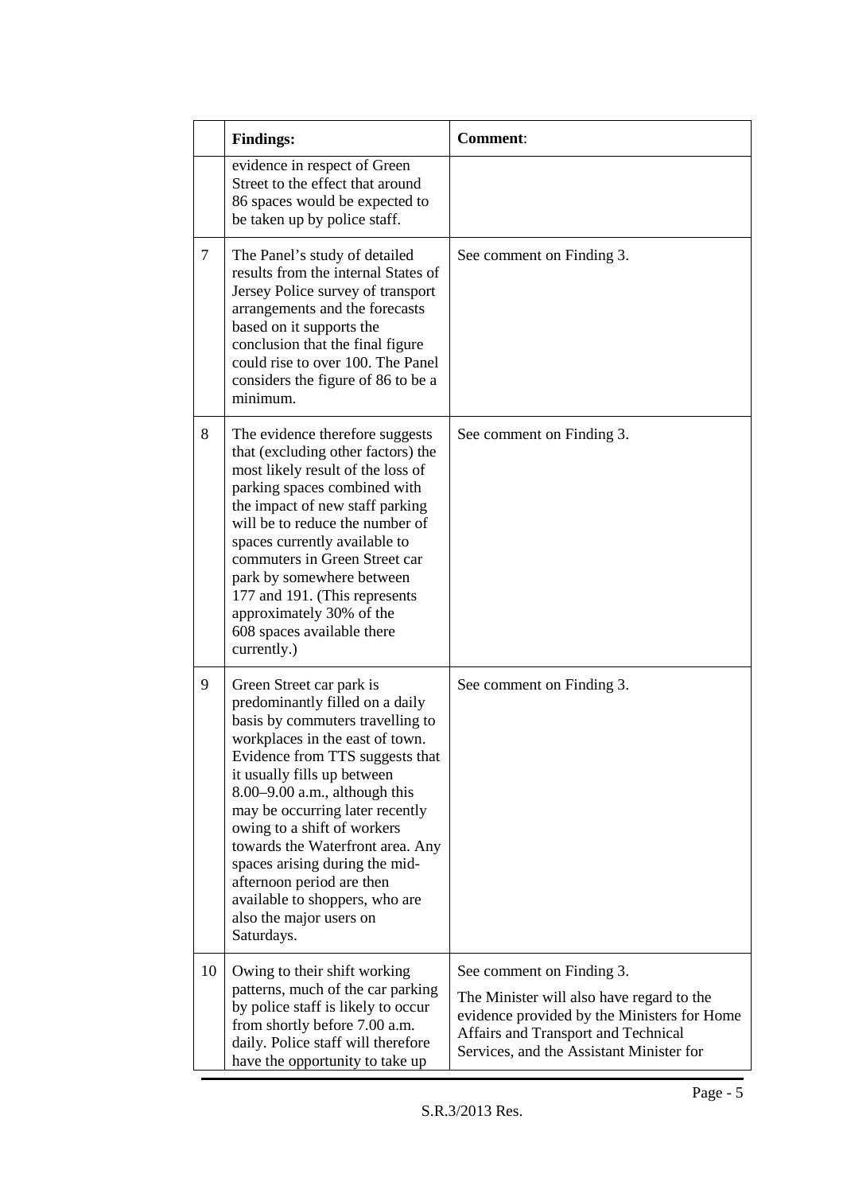|  | Findings: | Comment: |
|---|---|---|
|  | evidence in respect of Green Street to the effect that around 86 spaces would be expected to be taken up by police staff. |  |
| 7 | The Panel's study of detailed results from the internal States of Jersey Police survey of transport arrangements and the forecasts based on it supports the conclusion that the final figure could rise to over 100. The Panel considers the figure of 86 to be a minimum. | See comment on Finding 3. |
| 8 | The evidence therefore suggests that (excluding other factors) the most likely result of the loss of parking spaces combined with the impact of new staff parking will be to reduce the number of spaces currently available to commuters in Green Street car park by somewhere between 177 and 191. (This represents approximately 30% of the 608 spaces available there currently.) | See comment on Finding 3. |
| 9 | Green Street car park is predominantly filled on a daily basis by commuters travelling to workplaces in the east of town. Evidence from TTS suggests that it usually fills up between 8.00–9.00 a.m., although this may be occurring later recently owing to a shift of workers towards the Waterfront area. Any spaces arising during the mid-afternoon period are then available to shoppers, who are also the major users on Saturdays. | See comment on Finding 3. |
| 10 | Owing to their shift working patterns, much of the car parking by police staff is likely to occur from shortly before 7.00 a.m. daily. Police staff will therefore have the opportunity to take up | See comment on Finding 3.<br><br>The Minister will also have regard to the evidence provided by the Ministers for Home Affairs and Transport and Technical Services, and the Assistant Minister for |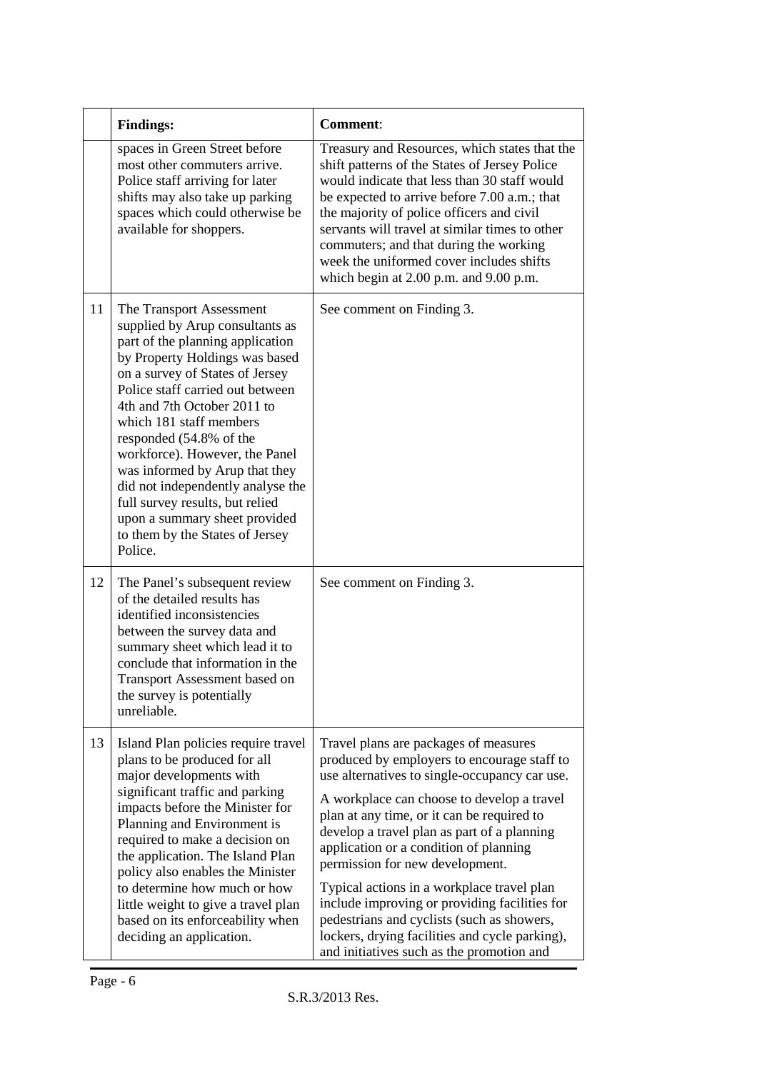| | Findings: | Comment: |
|---|---|---|
| | spaces in Green Street before most other commuters arrive. Police staff arriving for later shifts may also take up parking spaces which could otherwise be available for shoppers. | Treasury and Resources, which states that the shift patterns of the States of Jersey Police would indicate that less than 30 staff would be expected to arrive before 7.00 a.m.; that the majority of police officers and civil servants will travel at similar times to other commuters; and that during the working week the uniformed cover includes shifts which begin at 2.00 p.m. and 9.00 p.m. |
| 11 | The Transport Assessment supplied by Arup consultants as part of the planning application by Property Holdings was based on a survey of States of Jersey Police staff carried out between 4th and 7th October 2011 to which 181 staff members responded (54.8% of the workforce). However, the Panel was informed by Arup that they did not independently analyse the full survey results, but relied upon a summary sheet provided to them by the States of Jersey Police. | See comment on Finding 3. |
| 12 | The Panel's subsequent review of the detailed results has identified inconsistencies between the survey data and summary sheet which lead it to conclude that information in the Transport Assessment based on the survey is potentially unreliable. | See comment on Finding 3. |
| 13 | Island Plan policies require travel plans to be produced for all major developments with significant traffic and parking impacts before the Minister for Planning and Environment is required to make a decision on the application. The Island Plan policy also enables the Minister to determine how much or how little weight to give a travel plan based on its enforceability when deciding an application. | Travel plans are packages of measures produced by employers to encourage staff to use alternatives to single-occupancy car use.<br><br>A workplace can choose to develop a travel plan at any time, or it can be required to develop a travel plan as part of a planning application or a condition of planning permission for new development.<br><br>Typical actions in a workplace travel plan include improving or providing facilities for pedestrians and cyclists (such as showers, lockers, drying facilities and cycle parking), and initiatives such as the promotion and |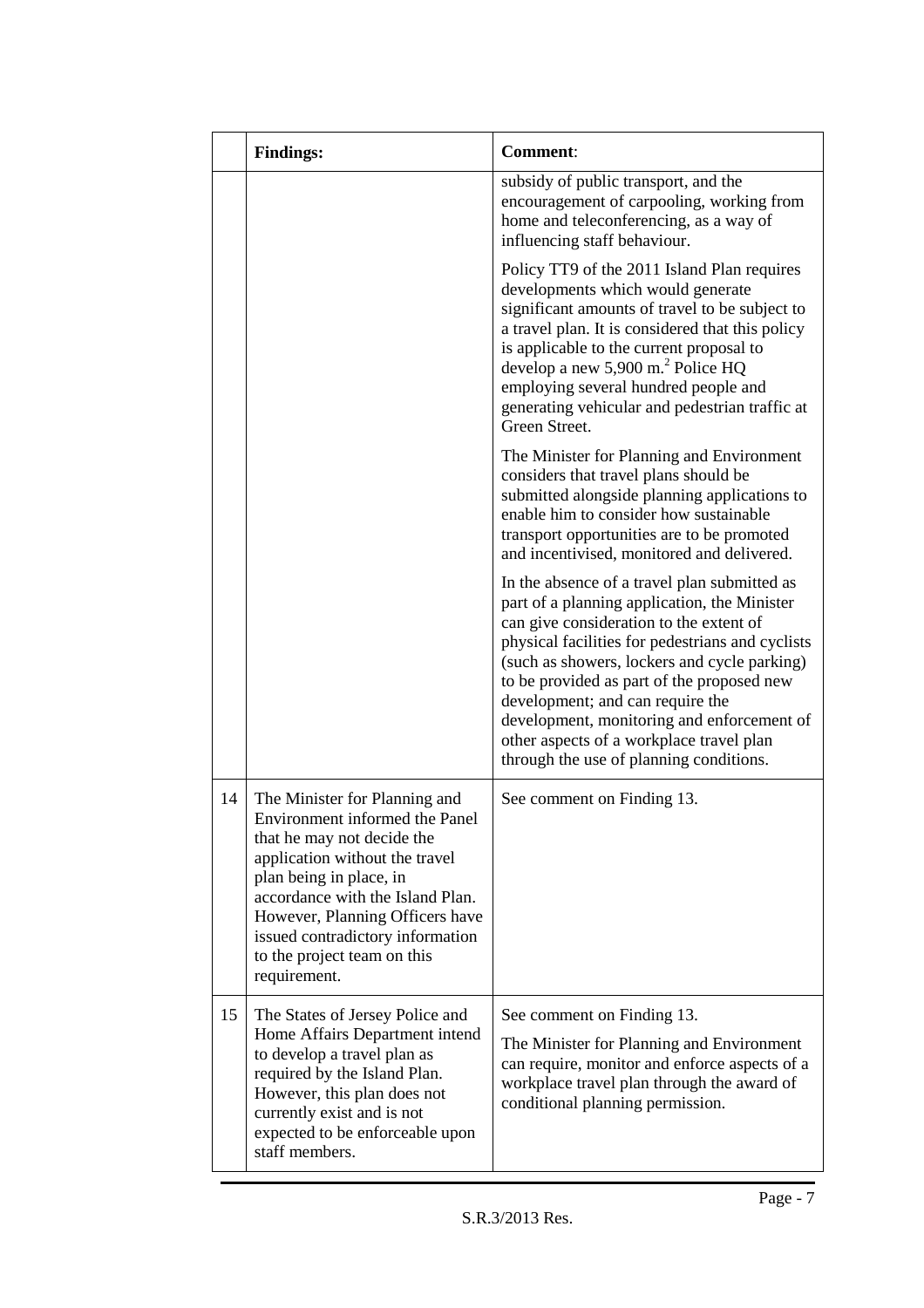| | Findings: | Comment: |
|---|---|---|
| | | subsidy of public transport, and the encouragement of carpooling, working from home and teleconferencing, as a way of influencing staff behaviour.<br><br>Policy TT9 of the 2011 Island Plan requires developments which would generate significant amounts of travel to be subject to a travel plan. It is considered that this policy is applicable to the current proposal to develop a new 5,900 m.[2] Police HQ employing several hundred people and generating vehicular and pedestrian traffic at Green Street.<br><br>The Minister for Planning and Environment considers that travel plans should be submitted alongside planning applications to enable him to consider how sustainable transport opportunities are to be promoted and incentivised, monitored and delivered.<br><br>In the absence of a travel plan submitted as part of a planning application, the Minister can give consideration to the extent of physical facilities for pedestrians and cyclists (such as showers, lockers and cycle parking) to be provided as part of the proposed new development; and can require the development, monitoring and enforcement of other aspects of a workplace travel plan through the use of planning conditions. |
| 14 | The Minister for Planning and Environment informed the Panel that he may not decide the application without the travel plan being in place, in accordance with the Island Plan. However, Planning Officers have issued contradictory information to the project team on this requirement. | See comment on Finding 13. |
| 15 | The States of Jersey Police and Home Affairs Department intend to develop a travel plan as required by the Island Plan. However, this plan does not currently exist and is not expected to be enforceable upon staff members. | See comment on Finding 13.<br><br>The Minister for Planning and Environment can require, monitor and enforce aspects of a workplace travel plan through the award of conditional planning permission. |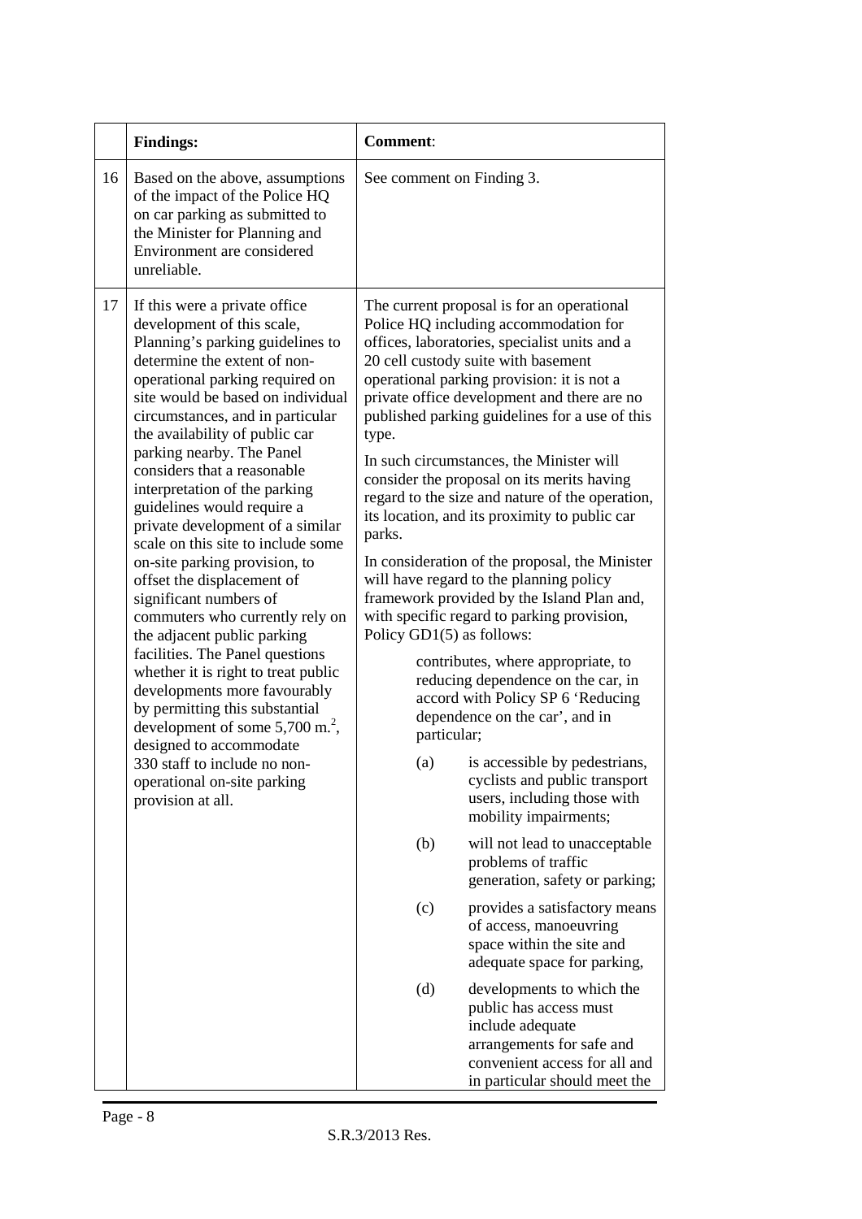| | **Findings:** | **Comment**: |
|---|---|---|
| 16 | Based on the above, assumptions of the impact of the Police HQ on car parking as submitted to the Minister for Planning and Environment are considered unreliable. | See comment on Finding 3. |
| 17 | If this were a private office development of this scale, Planning's parking guidelines to determine the extent of non-operational parking required on site would be based on individual circumstances, and in particular the availability of public car parking nearby. The Panel considers that a reasonable interpretation of the parking guidelines would require a private development of a similar scale on this site to include some on-site parking provision, to offset the displacement of significant numbers of commuters who currently rely on the adjacent public parking facilities. The Panel questions whether it is right to treat public developments more favourably by permitting this substantial development of some 5,700 m.[2], designed to accommodate 330 staff to include no non-operational on-site parking provision at all. | The current proposal is for an operational Police HQ including accommodation for offices, laboratories, specialist units and a 20 cell custody suite with basement operational parking provision: it is not a private office development and there are no published parking guidelines for a use of this type.<br><br>In such circumstances, the Minister will consider the proposal on its merits having regard to the size and nature of the operation, its location, and its proximity to public car parks.<br><br>In consideration of the proposal, the Minister will have regard to the planning policy framework provided by the Island Plan and, with specific regard to parking provision, Policy GD1(5) as follows:<br><br>contributes, where appropriate, to reducing dependence on the car, in accord with Policy SP 6 'Reducing dependence on the car', and in particular;<br><br>(a) is accessible by pedestrians, cyclists and public transport users, including those with mobility impairments;<br><br>(b) will not lead to unacceptable problems of traffic generation, safety or parking;<br><br>(c) provides a satisfactory means of access, manoeuvring space within the site and adequate space for parking,<br><br>(d) developments to which the public has access must include adequate arrangements for safe and convenient access for all and in particular should meet the |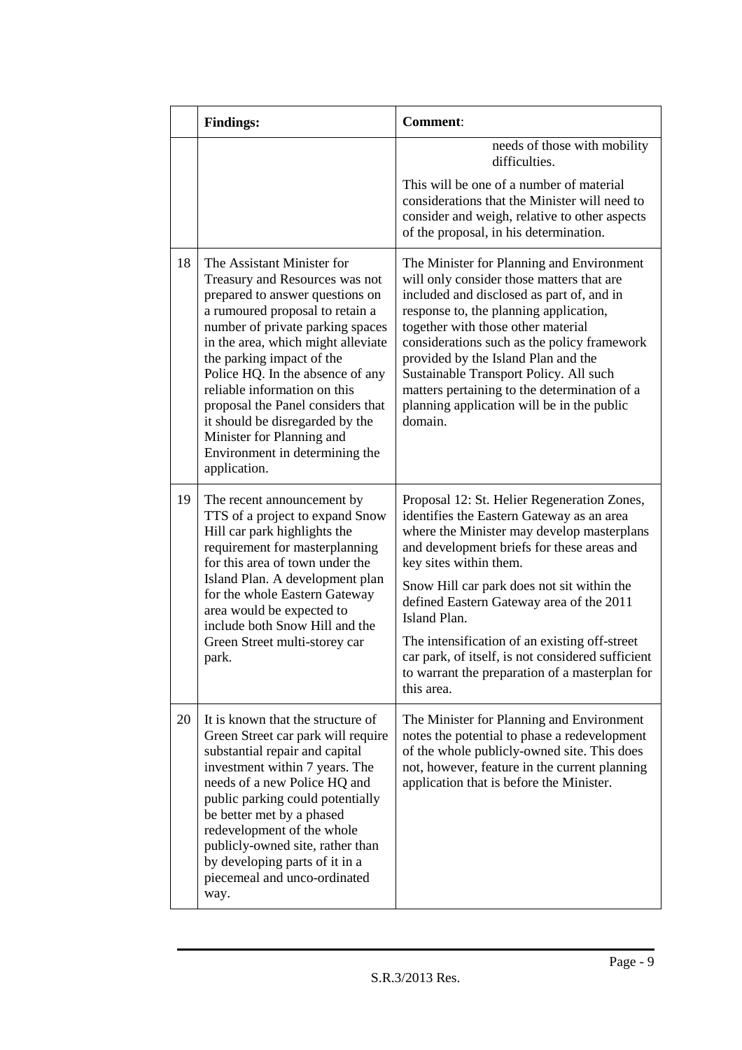| | Findings: | Comment: |
|---|---|---|
| | | needs of those with mobility difficulties.<br><br>This will be one of a number of material considerations that the Minister will need to consider and weigh, relative to other aspects of the proposal, in his determination. |
| 18 | The Assistant Minister for Treasury and Resources was not prepared to answer questions on a rumoured proposal to retain a number of private parking spaces in the area, which might alleviate the parking impact of the Police HQ. In the absence of any reliable information on this proposal the Panel considers that it should be disregarded by the Minister for Planning and Environment in determining the application. | The Minister for Planning and Environment will only consider those matters that are included and disclosed as part of, and in response to, the planning application, together with those other material considerations such as the policy framework provided by the Island Plan and the Sustainable Transport Policy. All such matters pertaining to the determination of a planning application will be in the public domain. |
| 19 | The recent announcement by TTS of a project to expand Snow Hill car park highlights the requirement for masterplanning for this area of town under the Island Plan. A development plan for the whole Eastern Gateway area would be expected to include both Snow Hill and the Green Street multi-storey car park. | Proposal 12: St. Helier Regeneration Zones, identifies the Eastern Gateway as an area where the Minister may develop masterplans and development briefs for these areas and key sites within them.<br><br>Snow Hill car park does not sit within the defined Eastern Gateway area of the 2011 Island Plan.<br><br>The intensification of an existing off-street car park, of itself, is not considered sufficient to warrant the preparation of a masterplan for this area. |
| 20 | It is known that the structure of Green Street car park will require substantial repair and capital investment within 7 years. The needs of a new Police HQ and public parking could potentially be better met by a phased redevelopment of the whole publicly-owned site, rather than by developing parts of it in a piecemeal and unco-ordinated way. | The Minister for Planning and Environment notes the potential to phase a redevelopment of the whole publicly-owned site. This does not, however, feature in the current planning application that is before the Minister. |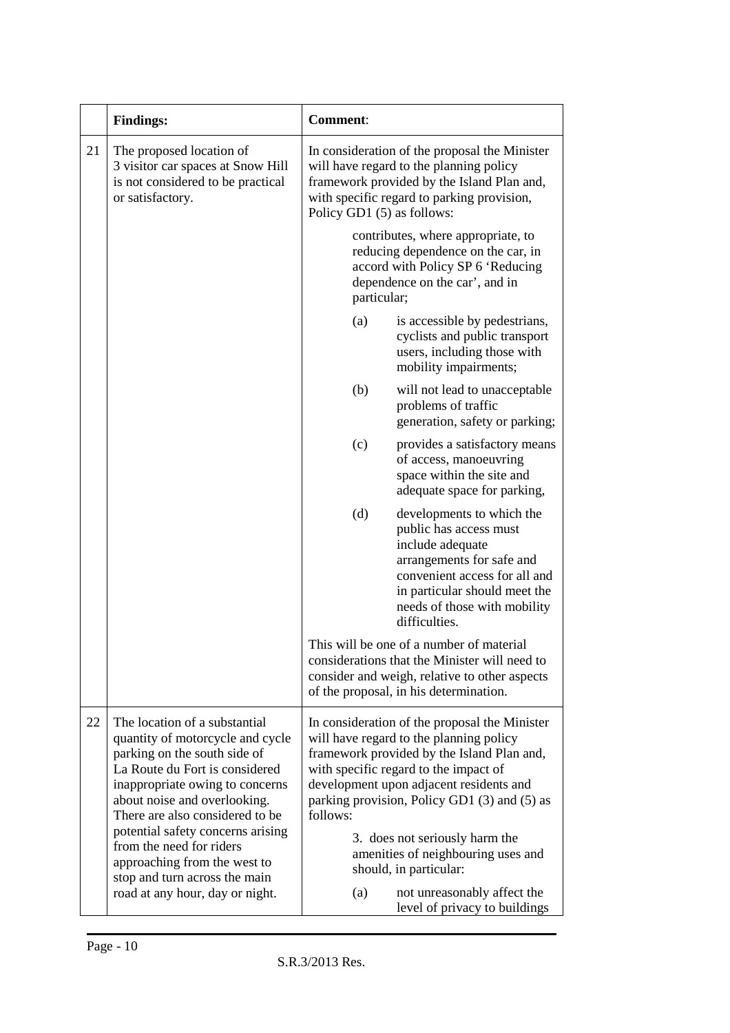| | **Findings:** | **Comment**: |
|---|---|---|
| 21 | The proposed location of 3 visitor car spaces at Snow Hill is not considered to be practical or satisfactory. | In consideration of the proposal the Minister will have regard to the planning policy framework provided by the Island Plan and, with specific regard to parking provision, Policy GD1 (5) as follows:<br><br>contributes, where appropriate, to reducing dependence on the car, in accord with Policy SP 6 'Reducing dependence on the car', and in particular;<br><br>(a) is accessible by pedestrians, cyclists and public transport users, including those with mobility impairments;<br><br>(b) will not lead to unacceptable problems of traffic generation, safety or parking;<br><br>(c) provides a satisfactory means of access, manoeuvring space within the site and adequate space for parking,<br><br>(d) developments to which the public has access must include adequate arrangements for safe and convenient access for all and in particular should meet the needs of those with mobility difficulties.<br><br>This will be one of a number of material considerations that the Minister will need to consider and weigh, relative to other aspects of the proposal, in his determination. |
| 22 | The location of a substantial quantity of motorcycle and cycle parking on the south side of La Route du Fort is considered inappropriate owing to concerns about noise and overlooking. There are also considered to be potential safety concerns arising from the need for riders approaching from the west to stop and turn across the main road at any hour, day or night. | In consideration of the proposal the Minister will have regard to the planning policy framework provided by the Island Plan and, with specific regard to the impact of development upon adjacent residents and parking provision, Policy GD1 (3) and (5) as follows:<br><br>3. does not seriously harm the amenities of neighbouring uses and should, in particular:<br><br>(a) not unreasonably affect the level of privacy to buildings |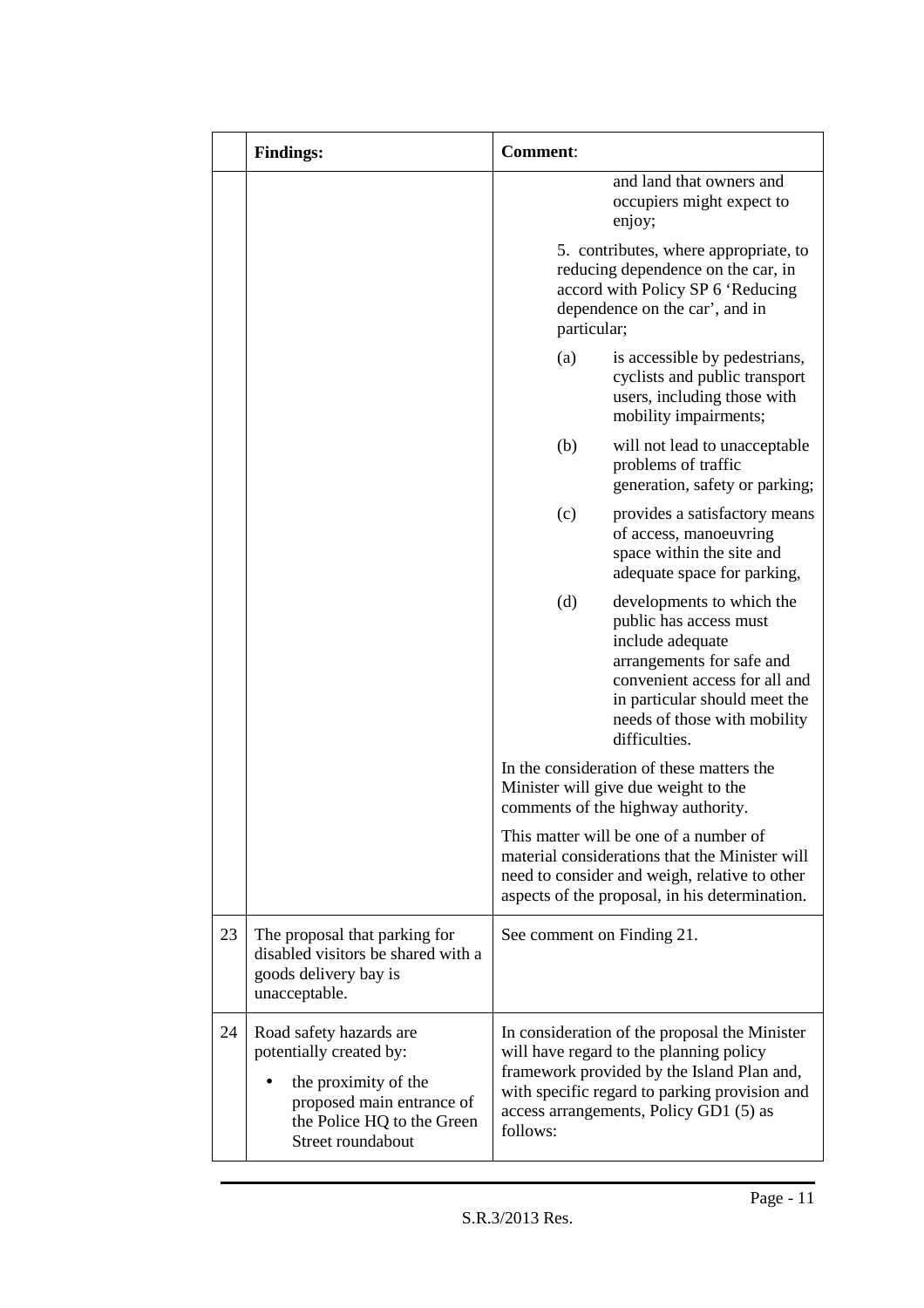| | Findings: | Comment: |
|---|---|---|
| | | and land that owners and occupiers might expect to enjoy;<br><br>5. contributes, where appropriate, to reducing dependence on the car, in accord with Policy SP 6 'Reducing dependence on the car', and in particular;<br><br>(a) is accessible by pedestrians, cyclists and public transport users, including those with mobility impairments;<br><br>(b) will not lead to unacceptable problems of traffic generation, safety or parking;<br><br>(c) provides a satisfactory means of access, manoeuvring space within the site and adequate space for parking,<br><br>(d) developments to which the public has access must include adequate arrangements for safe and convenient access for all and in particular should meet the needs of those with mobility difficulties.<br><br>In the consideration of these matters the Minister will give due weight to the comments of the highway authority.<br><br>This matter will be one of a number of material considerations that the Minister will need to consider and weigh, relative to other aspects of the proposal, in his determination. |
| 23 | The proposal that parking for disabled visitors be shared with a goods delivery bay is unacceptable. | See comment on Finding 21. |
| 24 | Road safety hazards are potentially created by:<br><br>• the proximity of the proposed main entrance of the Police HQ to the Green Street roundabout | In consideration of the proposal the Minister will have regard to the planning policy framework provided by the Island Plan and, with specific regard to parking provision and access arrangements, Policy GD1 (5) as follows: |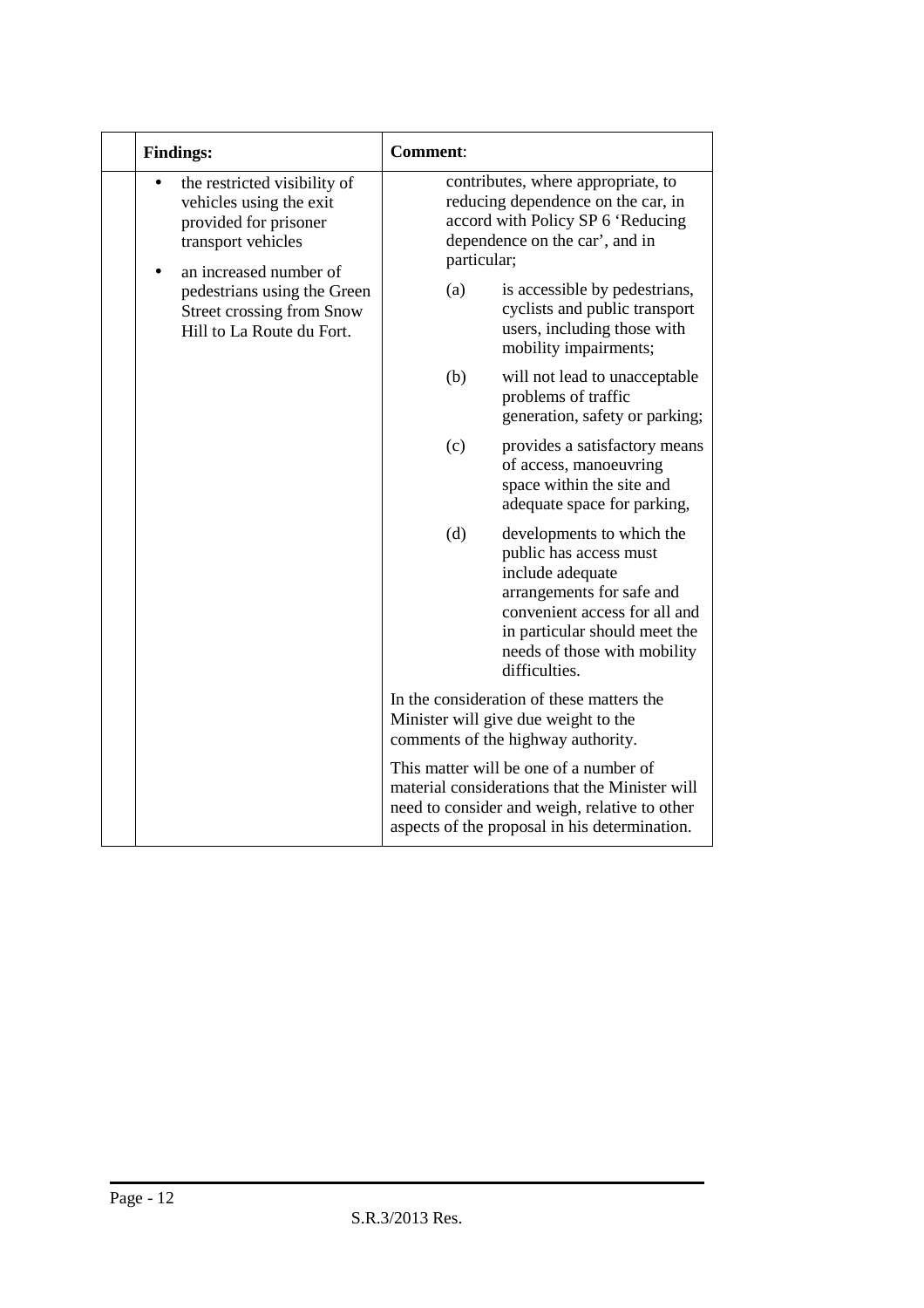| Findings: | Comment: |
|---|---|
| • the restricted visibility of vehicles using the exit provided for prisoner transport vehicles<br>• an increased number of pedestrians using the Green Street crossing from Snow Hill to La Route du Fort. | contributes, where appropriate, to reducing dependence on the car, in accord with Policy SP 6 'Reducing dependence on the car', and in particular;<br>(a) is accessible by pedestrians, cyclists and public transport users, including those with mobility impairments;<br>(b) will not lead to unacceptable problems of traffic generation, safety or parking;<br>(c) provides a satisfactory means of access, manoeuvring space within the site and adequate space for parking,<br>(d) developments to which the public has access must include adequate arrangements for safe and convenient access for all and in particular should meet the needs of those with mobility difficulties.<br>In the consideration of these matters the Minister will give due weight to the comments of the highway authority.<br>This matter will be one of a number of material considerations that the Minister will need to consider and weigh, relative to other aspects of the proposal in his determination. |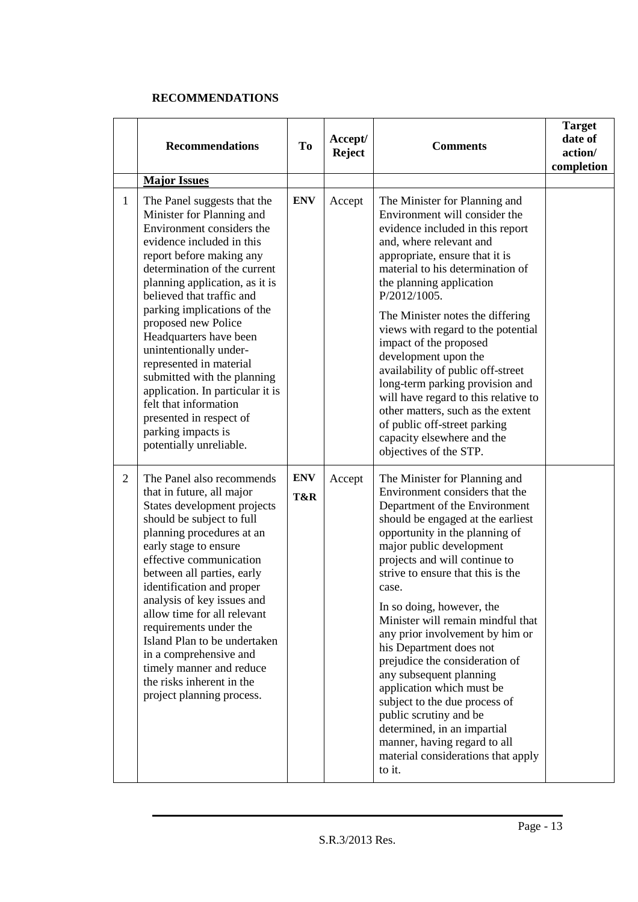**RECOMMENDATIONS**

| | Recommendations | To | Accept/ Reject | Comments | Target date of action/ completion |
|---|---|---|---|---|---|
| | **Major Issues** | | | | |
| 1 | The Panel suggests that the Minister for Planning and Environment considers the evidence included in this report before making any determination of the current planning application, as it is believed that traffic and parking implications of the proposed new Police Headquarters have been unintentionally under-represented in material submitted with the planning application. In particular it is felt that information presented in respect of parking impacts is potentially unreliable. | **ENV** | Accept | The Minister for Planning and Environment will consider the evidence included in this report and, where relevant and appropriate, ensure that it is material to his determination of the planning application P/2012/1005.<br><br>The Minister notes the differing views with regard to the potential impact of the proposed development upon the availability of public off-street long-term parking provision and will have regard to this relative to other matters, such as the extent of public off-street parking capacity elsewhere and the objectives of the STP. | |
| 2 | The Panel also recommends that in future, all major States development projects should be subject to full planning procedures at an early stage to ensure effective communication between all parties, early identification and proper analysis of key issues and allow time for all relevant requirements under the Island Plan to be undertaken in a comprehensive and timely manner and reduce the risks inherent in the project planning process. | **ENV**<br>**T&R** | Accept | The Minister for Planning and Environment considers that the Department of the Environment should be engaged at the earliest opportunity in the planning of major public development projects and will continue to strive to ensure that this is the case.<br><br>In so doing, however, the Minister will remain mindful that any prior involvement by him or his Department does not prejudice the consideration of any subsequent planning application which must be subject to the due process of public scrutiny and be determined, in an impartial manner, having regard to all material considerations that apply to it. | |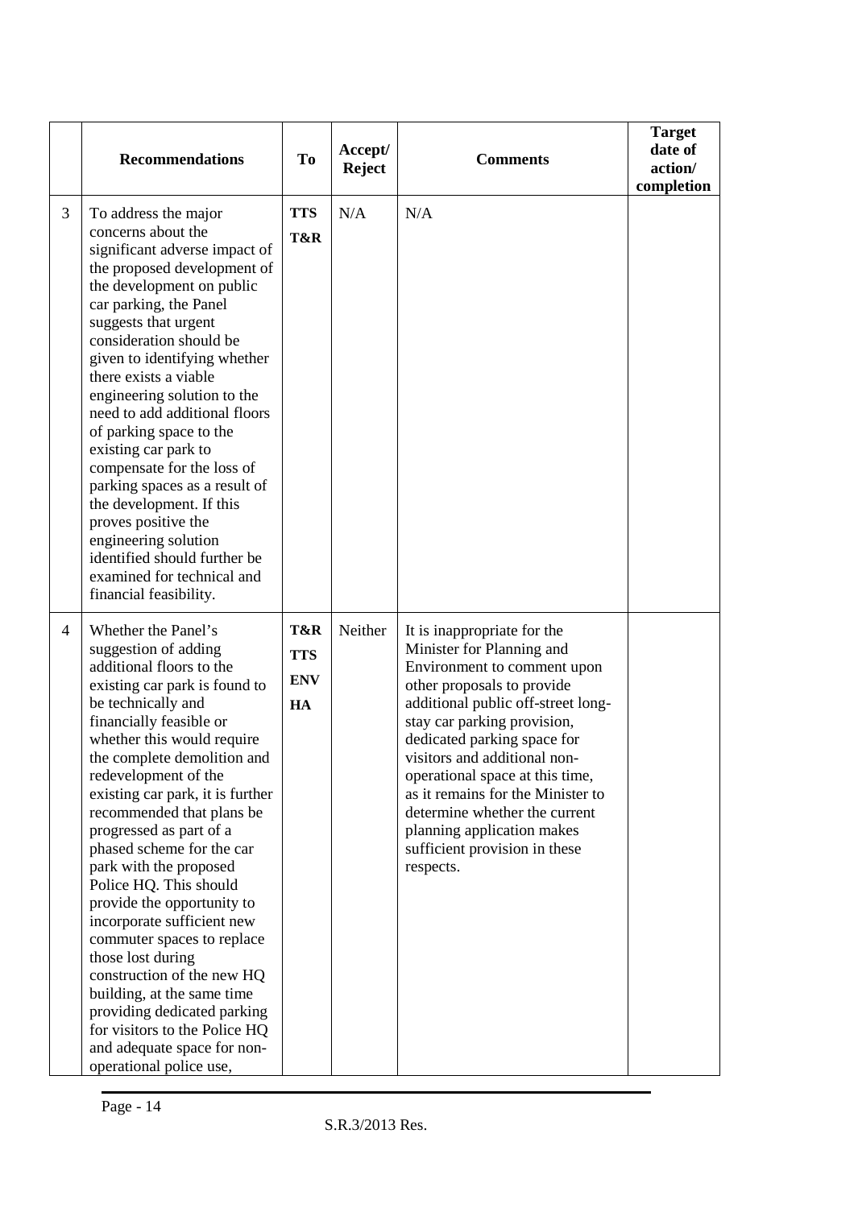|  | Recommendations | To | Accept/ Reject | Comments | Target date of action/ completion |
|---|---|---|---|---|---|
| 3 | To address the major concerns about the significant adverse impact of the proposed development of the development on public car parking, the Panel suggests that urgent consideration should be given to identifying whether there exists a viable engineering solution to the need to add additional floors of parking space to the existing car park to compensate for the loss of parking spaces as a result of the development. If this proves positive the engineering solution identified should further be examined for technical and financial feasibility. | **TTS** **T&R** | N/A | N/A |  |
| 4 | Whether the Panel's suggestion of adding additional floors to the existing car park is found to be technically and financially feasible or whether this would require the complete demolition and redevelopment of the existing car park, it is further recommended that plans be progressed as part of a phased scheme for the car park with the proposed Police HQ. This should provide the opportunity to incorporate sufficient new commuter spaces to replace those lost during construction of the new HQ building, at the same time providing dedicated parking for visitors to the Police HQ and adequate space for non-operational police use, | **T&R** **TTS** **ENV** **HA** | Neither | It is inappropriate for the Minister for Planning and Environment to comment upon other proposals to provide additional public off-street long-stay car parking provision, dedicated parking space for visitors and additional non-operational space at this time, as it remains for the Minister to determine whether the current planning application makes sufficient provision in these respects. |  |

S.R.3/2013 Res.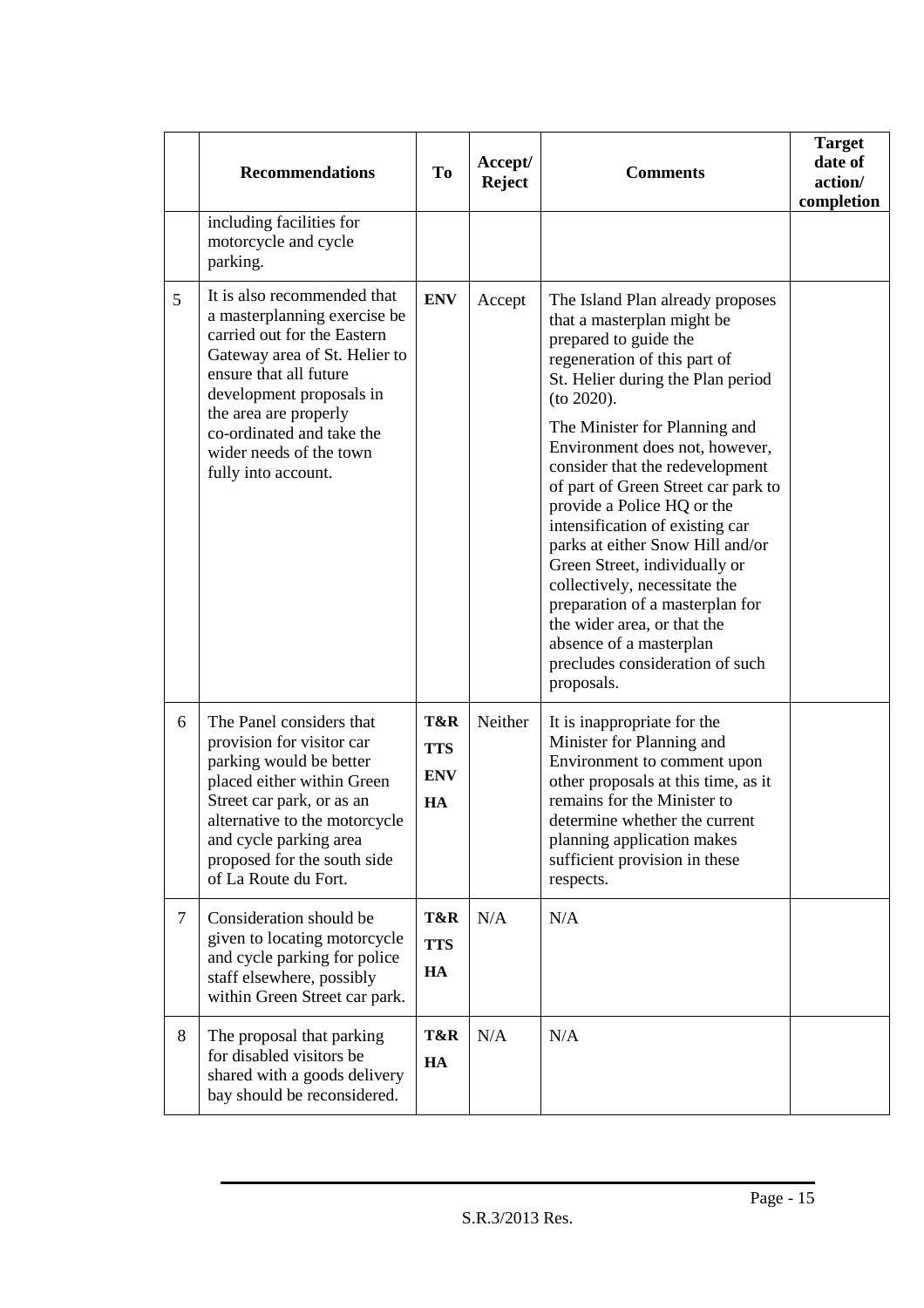| | Recommendations | To | Accept/ Reject | Comments | Target date of action/ completion |
|---|---|---|---|---|---|
| | including facilities for motorcycle and cycle parking. | | | | |
| 5 | It is also recommended that a masterplanning exercise be carried out for the Eastern Gateway area of St. Helier to ensure that all future development proposals in the area are properly co-ordinated and take the wider needs of the town fully into account. | **ENV** | Accept | The Island Plan already proposes that a masterplan might be prepared to guide the regeneration of this part of St. Helier during the Plan period (to 2020).<br><br>The Minister for Planning and Environment does not, however, consider that the redevelopment of part of Green Street car park to provide a Police HQ or the intensification of existing car parks at either Snow Hill and/or Green Street, individually or collectively, necessitate the preparation of a masterplan for the wider area, or that the absence of a masterplan precludes consideration of such proposals. | |
| 6 | The Panel considers that provision for visitor car parking would be better placed either within Green Street car park, or as an alternative to the motorcycle and cycle parking area proposed for the south side of La Route du Fort. | **T&R**<br>**TTS**<br>**ENV**<br>**HA** | Neither | It is inappropriate for the Minister for Planning and Environment to comment upon other proposals at this time, as it remains for the Minister to determine whether the current planning application makes sufficient provision in these respects. | |
| 7 | Consideration should be given to locating motorcycle and cycle parking for police staff elsewhere, possibly within Green Street car park. | **T&R**<br>**TTS**<br>**HA** | N/A | N/A | |
| 8 | The proposal that parking for disabled visitors be shared with a goods delivery bay should be reconsidered. | **T&R**<br>**HA** | N/A | N/A | |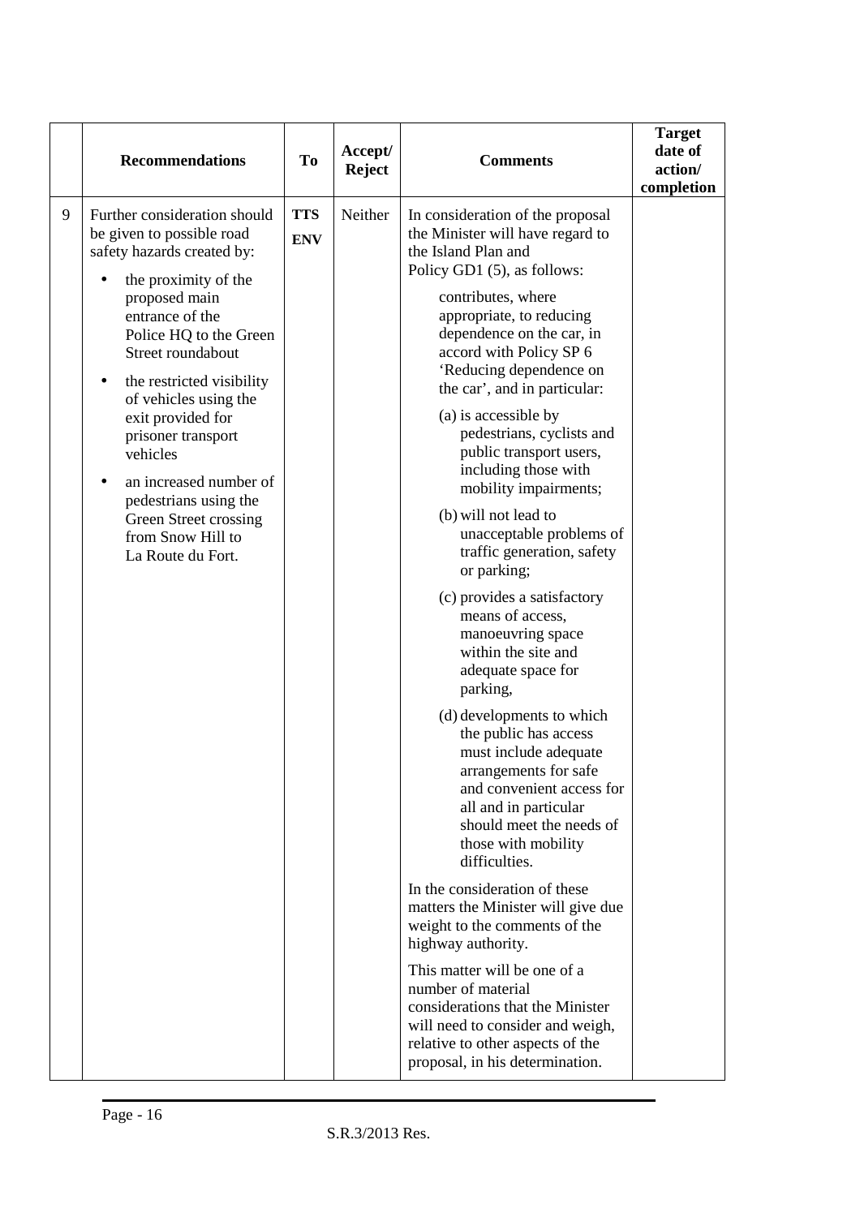| | Recommendations | To | Accept/ Reject | Comments | Target date of action/ completion |
|---|---|---|---|---|---|
| 9 | Further consideration should be given to possible road safety hazards created by:<br>• the proximity of the proposed main entrance of the Police HQ to the Green Street roundabout<br>• the restricted visibility of vehicles using the exit provided for prisoner transport vehicles<br>• an increased number of pedestrians using the Green Street crossing from Snow Hill to La Route du Fort. | **TTS**<br>**ENV** | Neither | In consideration of the proposal the Minister will have regard to the Island Plan and Policy GD1 (5), as follows:<br>contributes, where appropriate, to reducing dependence on the car, in accord with Policy SP 6 'Reducing dependence on the car', and in particular:<br>(a) is accessible by pedestrians, cyclists and public transport users, including those with mobility impairments;<br>(b) will not lead to unacceptable problems of traffic generation, safety or parking;<br>(c) provides a satisfactory means of access, manoeuvring space within the site and adequate space for parking,<br>(d) developments to which the public has access must include adequate arrangements for safe and convenient access for all and in particular should meet the needs of those with mobility difficulties.<br>In the consideration of these matters the Minister will give due weight to the comments of the highway authority.<br>This matter will be one of a number of material considerations that the Minister will need to consider and weigh, relative to other aspects of the proposal, in his determination. | |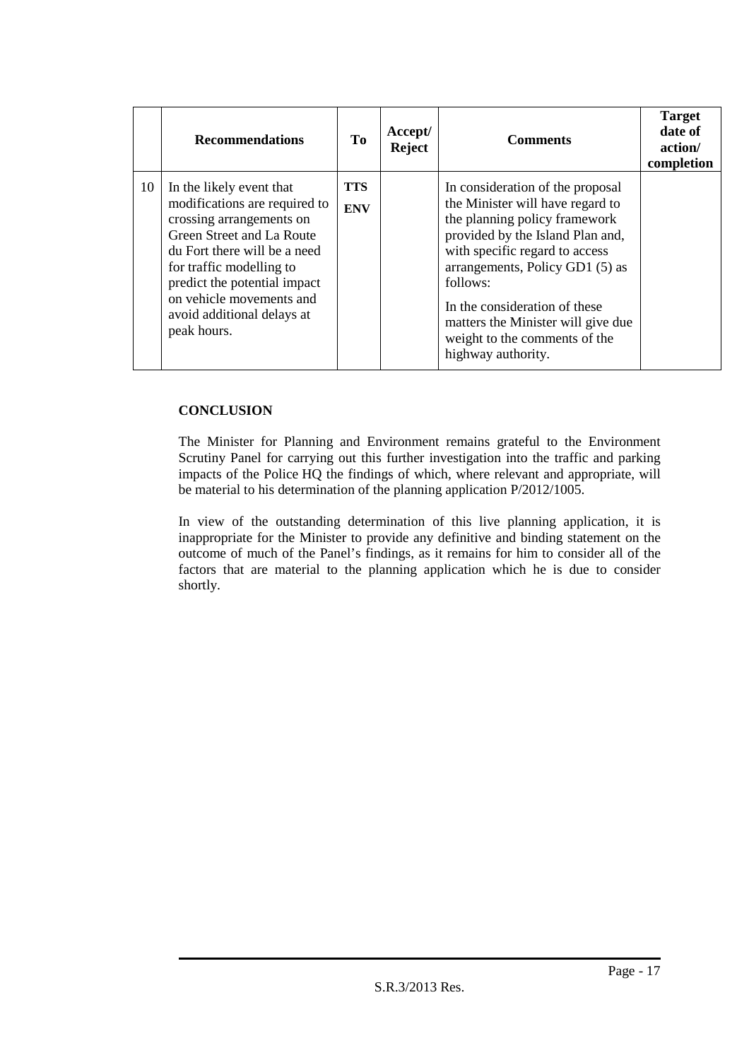| | Recommendations | To | Accept/ Reject | Comments | Target date of action/ completion |
|---|---|---|---|---|---|
| 10 | In the likely event that modifications are required to crossing arrangements on Green Street and La Route du Fort there will be a need for traffic modelling to predict the potential impact on vehicle movements and avoid additional delays at peak hours. | TTS ENV | | In consideration of the proposal the Minister will have regard to the planning policy framework provided by the Island Plan and, with specific regard to access arrangements, Policy GD1 (5) as follows: In the consideration of these matters the Minister will give due weight to the comments of the highway authority. | |

**CONCLUSION**

The Minister for Planning and Environment remains grateful to the Environment Scrutiny Panel for carrying out this further investigation into the traffic and parking impacts of the Police HQ the findings of which, where relevant and appropriate, will be material to his determination of the planning application P/2012/1005.

In view of the outstanding determination of this live planning application, it is inappropriate for the Minister to provide any definitive and binding statement on the outcome of much of the Panel's findings, as it remains for him to consider all of the factors that are material to the planning application which he is due to consider shortly.